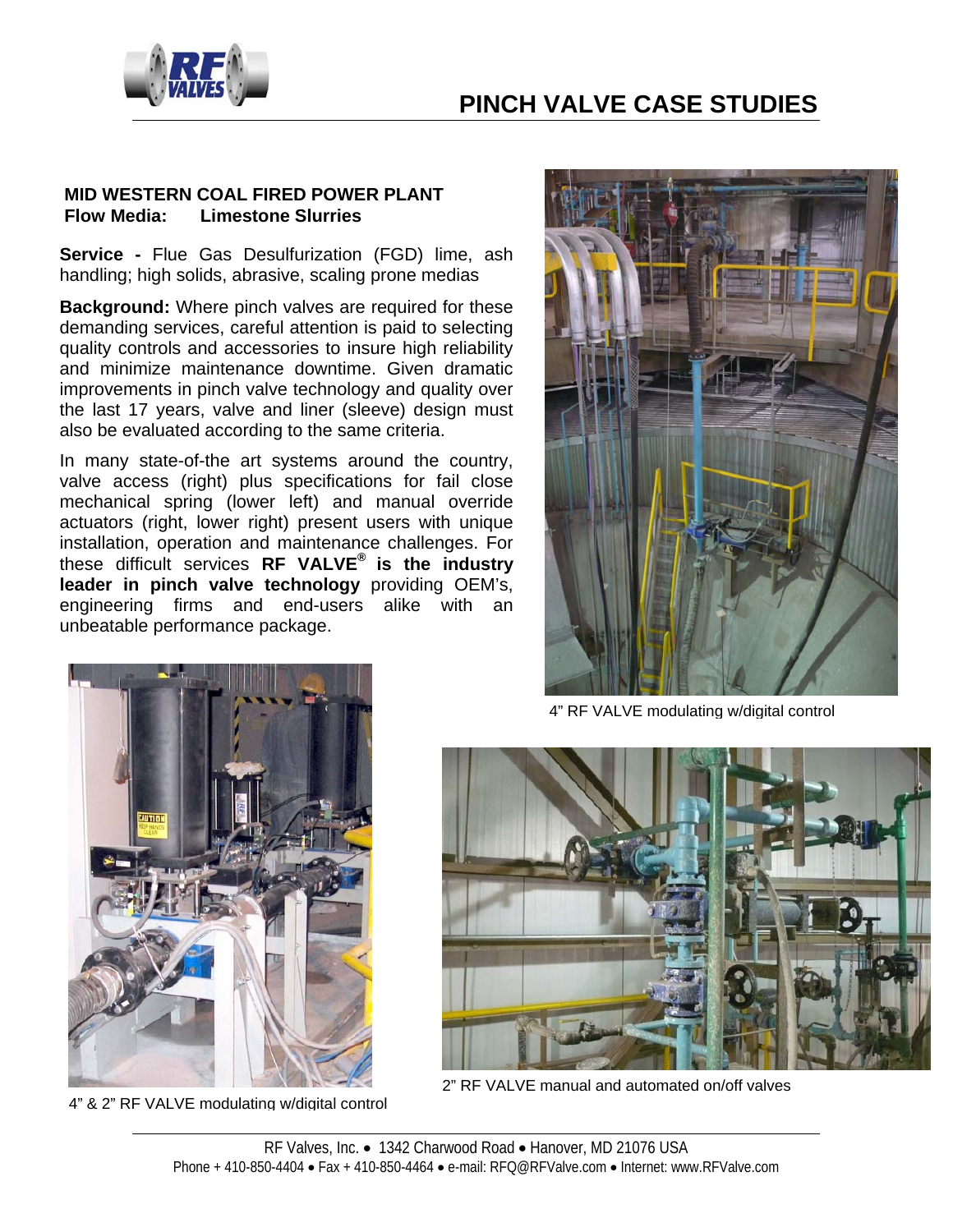# PINCH VALVE CASE STUDIES

**MID WESTERN COAL FIRED POWER PLANT**
**Flow Media: Limestone Slurries**

**Service -** Flue Gas Desulfurization (FGD) lime, ash handling; high solids, abrasive, scaling prone medias

**Background:** Where pinch valves are required for these demanding services, careful attention is paid to selecting quality controls and accessories to insure high reliability and minimize maintenance downtime. Given dramatic improvements in pinch valve technology and quality over the last 17 years, valve and liner (sleeve) design must also be evaluated according to the same criteria.

In many state-of-the art systems around the country, valve access (right) plus specifications for fail close mechanical spring (lower left) and manual override actuators (right, lower right) present users with unique installation, operation and maintenance challenges. For these difficult services **RF VALVE® is the industry leader in pinch valve technology** providing OEM's, engineering firms and end-users alike with an unbeatable performance package.

4" RF VALVE modulating w/digital control

4" & 2" RF VALVE modulating w/digital control

2" RF VALVE manual and automated on/off valves

RF Valves, Inc. • 1342 Charwood Road • Hanover, MD 21076 USA
Phone + 410-850-4404 • Fax + 410-850-4464 • e-mail: RFQ@RFValve.com • Internet: www.RFValve.com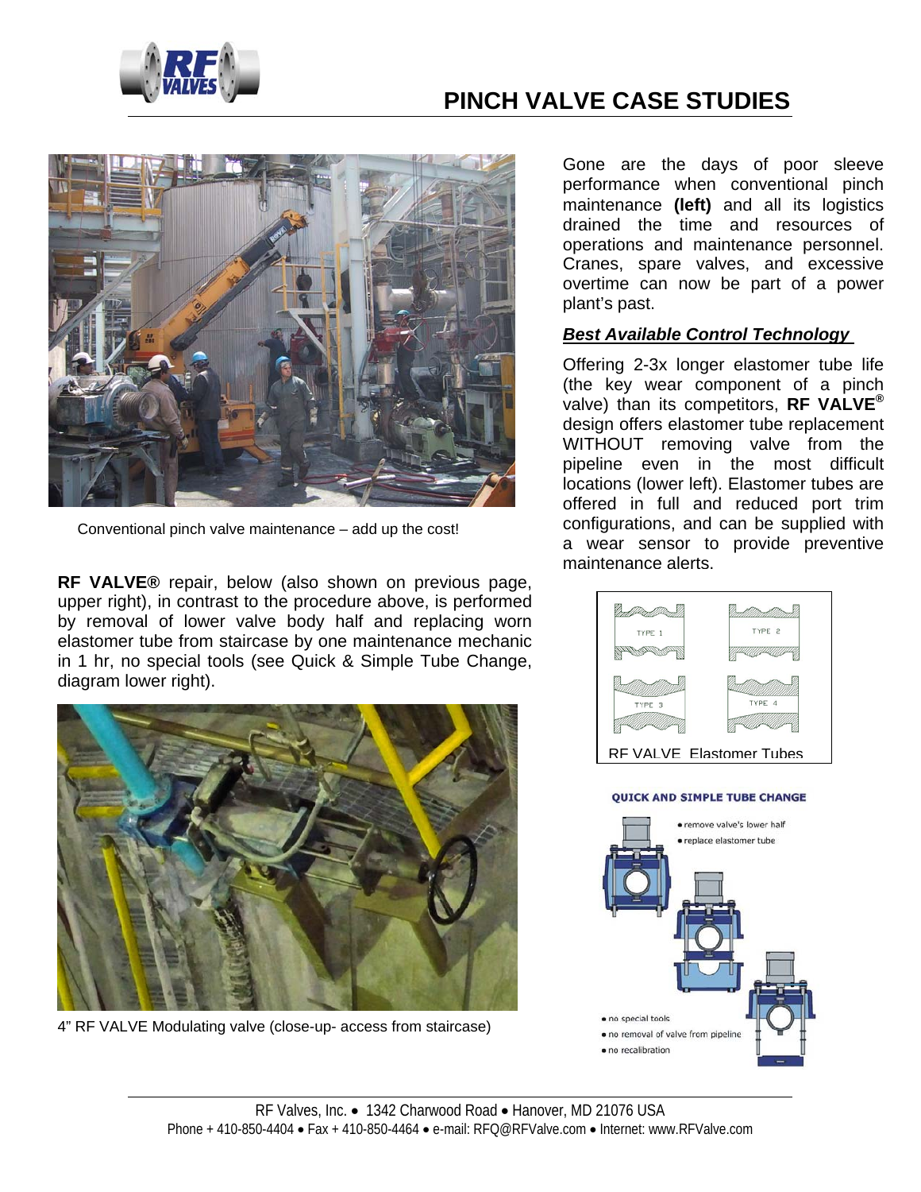# PINCH VALVE CASE STUDIES

Conventional pinch valve maintenance – add up the cost!

**RF VALVE®** repair, below (also shown on previous page, upper right), in contrast to the procedure above, is performed by removal of lower valve body half and replacing worn elastomer tube from staircase by one maintenance mechanic in 1 hr, no special tools (see Quick & Simple Tube Change, diagram lower right).

4" RF VALVE Modulating valve (close-up- access from staircase)

Gone are the days of poor sleeve performance when conventional pinch maintenance **(left)** and all its logistics drained the time and resources of operations and maintenance personnel. Cranes, spare valves, and excessive overtime can now be part of a power plant's past.

***Best Available Control Technology***

Offering 2-3x longer elastomer tube life (the key wear component of a pinch valve) than its competitors, **RF VALVE®** design offers elastomer tube replacement WITHOUT removing valve from the pipeline even in the most difficult locations (lower left). Elastomer tubes are offered in full and reduced port trim configurations, and can be supplied with a wear sensor to provide preventive maintenance alerts.

TYPE 1 TYPE 2 TYPE 3 TYPE 4

RF VALVE Elastomer Tubes

**QUICK AND SIMPLE TUBE CHANGE**

- remove valve's lower half
- replace elastomer tube

- no special tools
- no removal of valve from pipeline
- no recalibration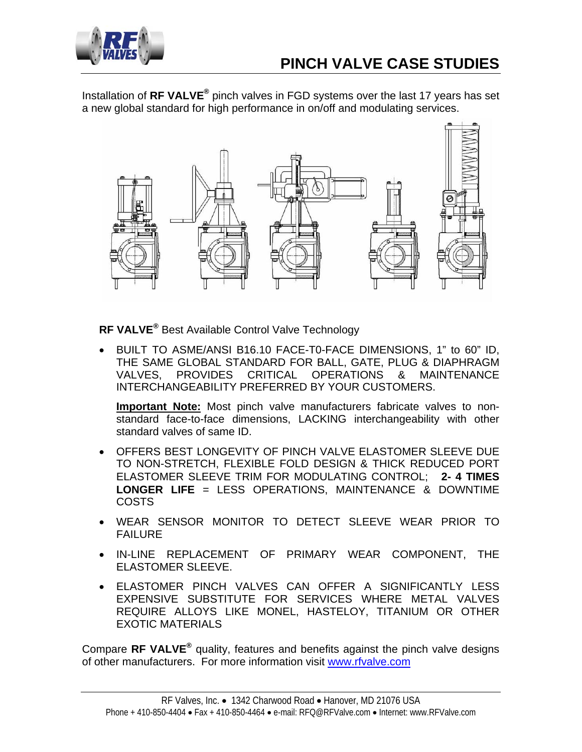# PINCH VALVE CASE STUDIES

Installation of **RF VALVE®** pinch valves in FGD systems over the last 17 years has set a new global standard for high performance in on/off and modulating services.

**RF VALVE®** Best Available Control Valve Technology

- BUILT TO ASME/ANSI B16.10 FACE-T0-FACE DIMENSIONS, 1" to 60" ID, THE SAME GLOBAL STANDARD FOR BALL, GATE, PLUG & DIAPHRAGM VALVES, PROVIDES CRITICAL OPERATIONS & MAINTENANCE INTERCHANGEABILITY PREFERRED BY YOUR CUSTOMERS.

  **<u>Important Note:</u>** Most pinch valve manufacturers fabricate valves to non-standard face-to-face dimensions, LACKING interchangeability with other standard valves of same ID.

- OFFERS BEST LONGEVITY OF PINCH VALVE ELASTOMER SLEEVE DUE TO NON-STRETCH, FLEXIBLE FOLD DESIGN & THICK REDUCED PORT ELASTOMER SLEEVE TRIM FOR MODULATING CONTROL; **2- 4 TIMES LONGER LIFE** = LESS OPERATIONS, MAINTENANCE & DOWNTIME COSTS

- WEAR SENSOR MONITOR TO DETECT SLEEVE WEAR PRIOR TO FAILURE

- IN-LINE REPLACEMENT OF PRIMARY WEAR COMPONENT, THE ELASTOMER SLEEVE.

- ELASTOMER PINCH VALVES CAN OFFER A SIGNIFICANTLY LESS EXPENSIVE SUBSTITUTE FOR SERVICES WHERE METAL VALVES REQUIRE ALLOYS LIKE MONEL, HASTELOY, TITANIUM OR OTHER EXOTIC MATERIALS

Compare **RF VALVE®** quality, features and benefits against the pinch valve designs of other manufacturers. For more information visit www.rfvalve.com

RF Valves, Inc. • 1342 Charwood Road • Hanover, MD 21076 USA
Phone + 410-850-4404 • Fax + 410-850-4464 • e-mail: RFQ@RFValve.com • Internet: www.RFValve.com